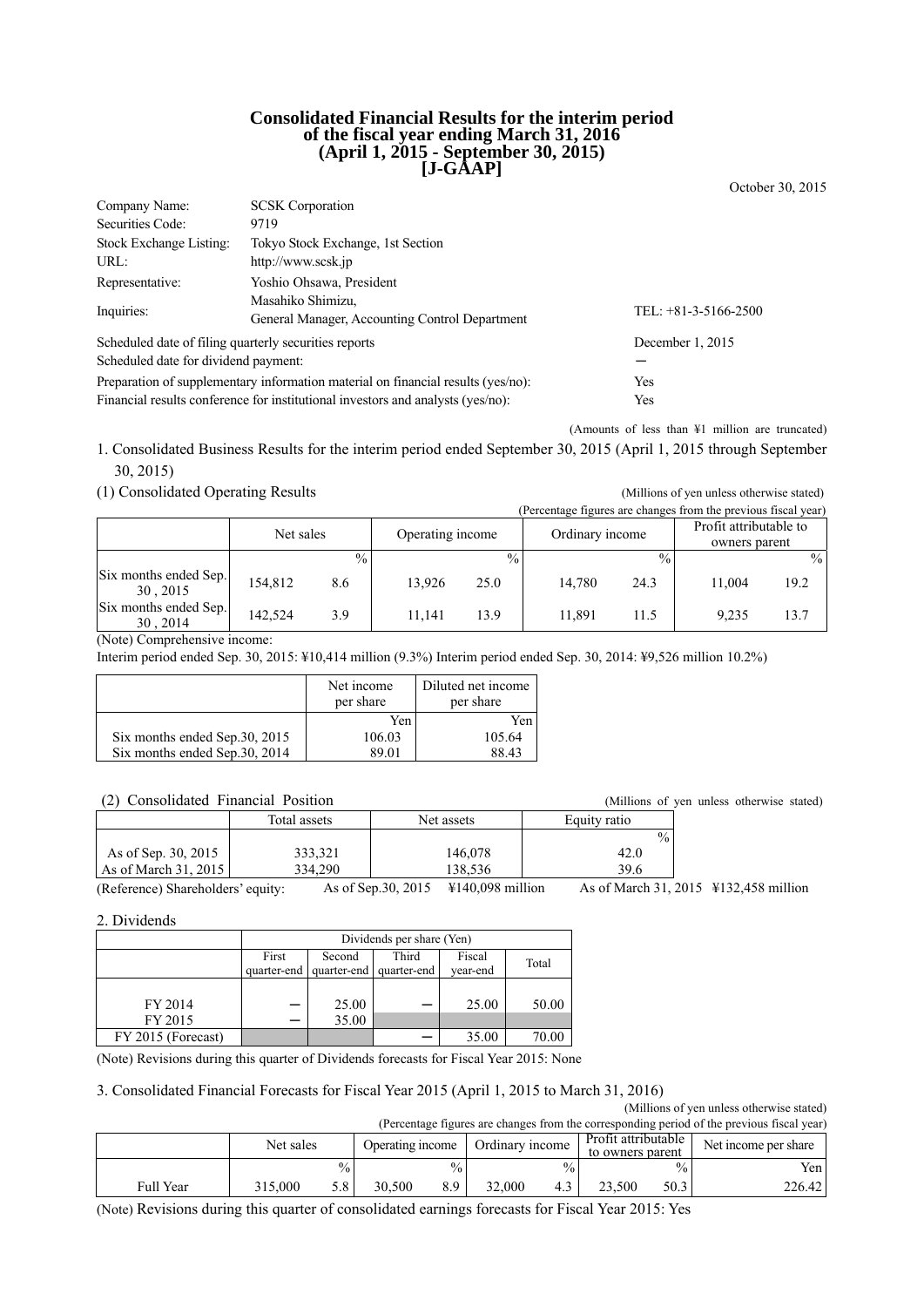# Consolidated Financial Results for the interim period of the fiscal year ending March 31, 2016 (April 1, 2015 - September 30, 2015) [J-GAAP]

October 30, 2015

| | | |
|---|---|---|
| Company Name: | SCSK Corporation | |
| Securities Code: | 9719 | |
| Stock Exchange Listing: | Tokyo Stock Exchange, 1st Section | |
| URL: | http://www.scsk.jp | |
| Representative: | Yoshio Ohsawa, President | |
| Inquiries: | Masahiko Shimizu, General Manager, Accounting Control Department | TEL: +81-3-5166-2500 |

| | |
|---|---|
| Scheduled date of filing quarterly securities reports | December 1, 2015 |
| Scheduled date for dividend payment: | ― |
| Preparation of supplementary information material on financial results (yes/no): | Yes |
| Financial results conference for institutional investors and analysts (yes/no): | Yes |

(Amounts of less than ¥1 million are truncated)

1. Consolidated Business Results for the interim period ended September 30, 2015 (April 1, 2015 through September 30, 2015)

(1) Consolidated Operating Results

(Millions of yen unless otherwise stated)

(Percentage figures are changes from the previous fiscal year)

| | Net sales | | Operating income | | Ordinary income | | Profit attributable to owners parent | |
|---|---|---|---|---|---|---|---|---|
| | | % | | % | | % | | % |
| Six months ended Sep. 30 , 2015 | 154,812 | 8.6 | 13,926 | 25.0 | 14,780 | 24.3 | 11,004 | 19.2 |
| Six months ended Sep. 30 , 2014 | 142,524 | 3.9 | 11,141 | 13.9 | 11,891 | 11.5 | 9,235 | 13.7 |

(Note) Comprehensive income:

Interim period ended Sep. 30, 2015: ¥10,414 million (9.3%) Interim period ended Sep. 30, 2014: ¥9,526 million 10.2%)

| | Net income per share | Diluted net income per share |
|---|---|---|
| | Yen | Yen |
| Six months ended Sep.30, 2015 | 106.03 | 105.64 |
| Six months ended Sep.30, 2014 | 89.01 | 88.43 |

(2) Consolidated Financial Position

(Millions of yen unless otherwise stated)

| | Total assets | Net assets | Equity ratio |
|---|---|---|---|
| | | | % |
| As of Sep. 30, 2015 | 333,321 | 146,078 | 42.0 |
| As of March 31, 2015 | 334,290 | 138,536 | 39.6 |

(Reference) Shareholders' equity: As of Sep.30, 2015 ¥140,098 million As of March 31, 2015 ¥132,458 million

2. Dividends

| | Dividends per share (Yen) | | | | |
|---|---|---|---|---|---|
| | First quarter-end | Second quarter-end | Third quarter-end | Fiscal year-end | Total |
| FY 2014 | ― | 25.00 | ― | 25.00 | 50.00 |
| FY 2015 | ― | 35.00 | | | |
| FY 2015 (Forecast) | | | ― | 35.00 | 70.00 |

(Note) Revisions during this quarter of Dividends forecasts for Fiscal Year 2015: None

3. Consolidated Financial Forecasts for Fiscal Year 2015 (April 1, 2015 to March 31, 2016)

(Millions of yen unless otherwise stated)

(Percentage figures are changes from the corresponding period of the previous fiscal year)

| | Net sales | | Operating income | | Ordinary income | | Profit attributable to owners parent | | Net income per share |
|---|---|---|---|---|---|---|---|---|---|
| | | % | | % | | % | | % | Yen |
| Full Year | 315,000 | 5.8 | 30,500 | 8.9 | 32,000 | 4.3 | 23,500 | 50.3 | 226.42 |

(Note) Revisions during this quarter of consolidated earnings forecasts for Fiscal Year 2015: Yes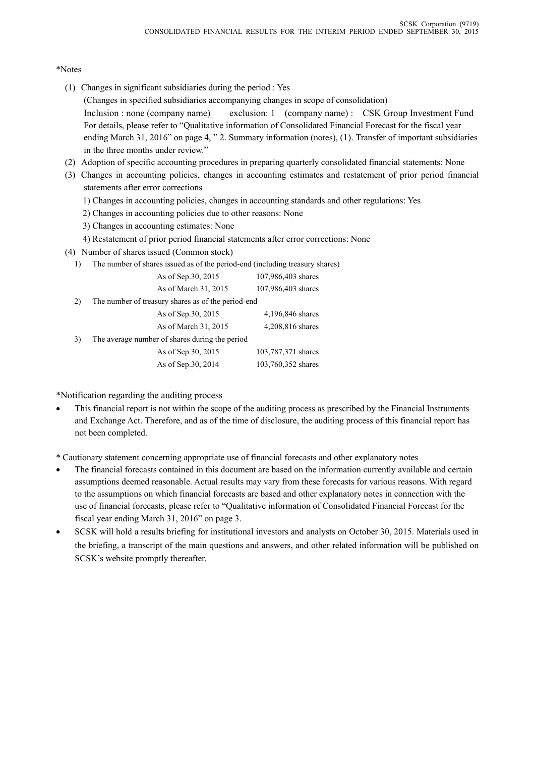*Notes

(1) Changes in significant subsidiaries during the period : Yes

(Changes in specified subsidiaries accompanying changes in scope of consolidation)

Inclusion : none (company name)  exclusion: 1 (company name) : CSK Group Investment Fund

For details, please refer to "Qualitative information of Consolidated Financial Forecast for the fiscal year ending March 31, 2016" on page 4, " 2. Summary information (notes), (1). Transfer of important subsidiaries in the three months under review."

(2) Adoption of specific accounting procedures in preparing quarterly consolidated financial statements: None

(3) Changes in accounting policies, changes in accounting estimates and restatement of prior period financial statements after error corrections

1) Changes in accounting policies, changes in accounting standards and other regulations: Yes

2) Changes in accounting policies due to other reasons: None

3) Changes in accounting estimates: None

4) Restatement of prior period financial statements after error corrections: None

(4) Number of shares issued (Common stock)

1) The number of shares issued as of the period-end (including treasury shares)

| | |
|---|---|
| As of Sep.30, 2015 | 107,986,403 shares |
| As of March 31, 2015 | 107,986,403 shares |

2) The number of treasury shares as of the period-end

| | |
|---|---|
| As of Sep.30, 2015 | 4,196,846 shares |
| As of March 31, 2015 | 4,208,816 shares |

3) The average number of shares during the period

| | |
|---|---|
| As of Sep.30, 2015 | 103,787,371 shares |
| As of Sep.30, 2014 | 103,760,352 shares |

*Notification regarding the auditing process

- This financial report is not within the scope of the auditing process as prescribed by the Financial Instruments and Exchange Act. Therefore, and as of the time of disclosure, the auditing process of this financial report has not been completed.

* Cautionary statement concerning appropriate use of financial forecasts and other explanatory notes

- The financial forecasts contained in this document are based on the information currently available and certain assumptions deemed reasonable. Actual results may vary from these forecasts for various reasons. With regard to the assumptions on which financial forecasts are based and other explanatory notes in connection with the use of financial forecasts, please refer to "Qualitative information of Consolidated Financial Forecast for the fiscal year ending March 31, 2016" on page 3.
- SCSK will hold a results briefing for institutional investors and analysts on October 30, 2015. Materials used in the briefing, a transcript of the main questions and answers, and other related information will be published on SCSK's website promptly thereafter.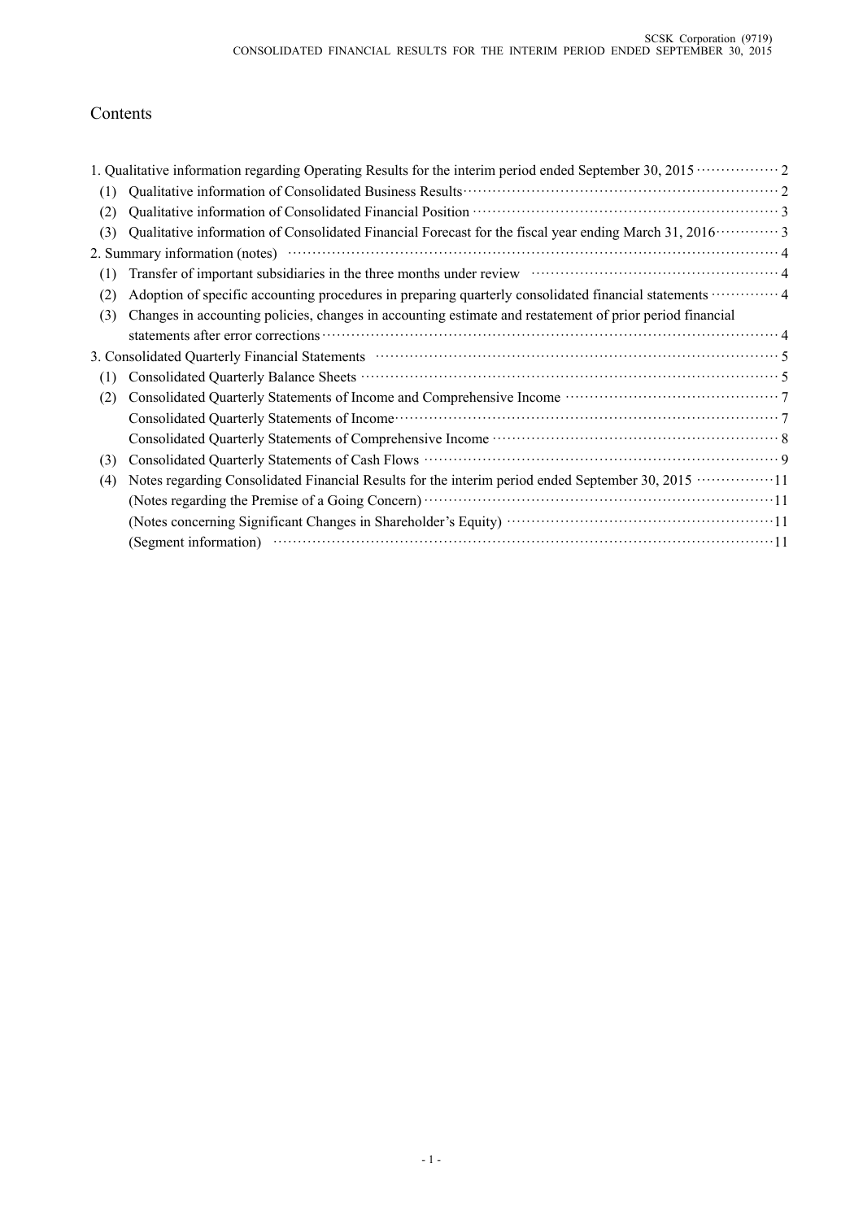## Contents

1. Qualitative information regarding Operating Results for the interim period ended September 30, 2015 ················ 2
   - (1) Qualitative information of Consolidated Business Results ················ 2
   - (2) Qualitative information of Consolidated Financial Position ················ 3
   - (3) Qualitative information of Consolidated Financial Forecast for the fiscal year ending March 31, 2016 ················ 3
2. Summary information (notes) ················ 4
   - (1) Transfer of important subsidiaries in the three months under review ················ 4
   - (2) Adoption of specific accounting procedures in preparing quarterly consolidated financial statements ················ 4
   - (3) Changes in accounting policies, changes in accounting estimate and restatement of prior period financial statements after error corrections ················ 4
3. Consolidated Quarterly Financial Statements ················ 5
   - (1) Consolidated Quarterly Balance Sheets ················ 5
   - (2) Consolidated Quarterly Statements of Income and Comprehensive Income ················ 7
     - Consolidated Quarterly Statements of Income ················ 7
     - Consolidated Quarterly Statements of Comprehensive Income ················ 8
   - (3) Consolidated Quarterly Statements of Cash Flows ················ 9
   - (4) Notes regarding Consolidated Financial Results for the interim period ended September 30, 2015 ················ 11
     - (Notes regarding the Premise of a Going Concern) ················ 11
     - (Notes concerning Significant Changes in Shareholder's Equity) ················ 11
     - (Segment information) ················ 11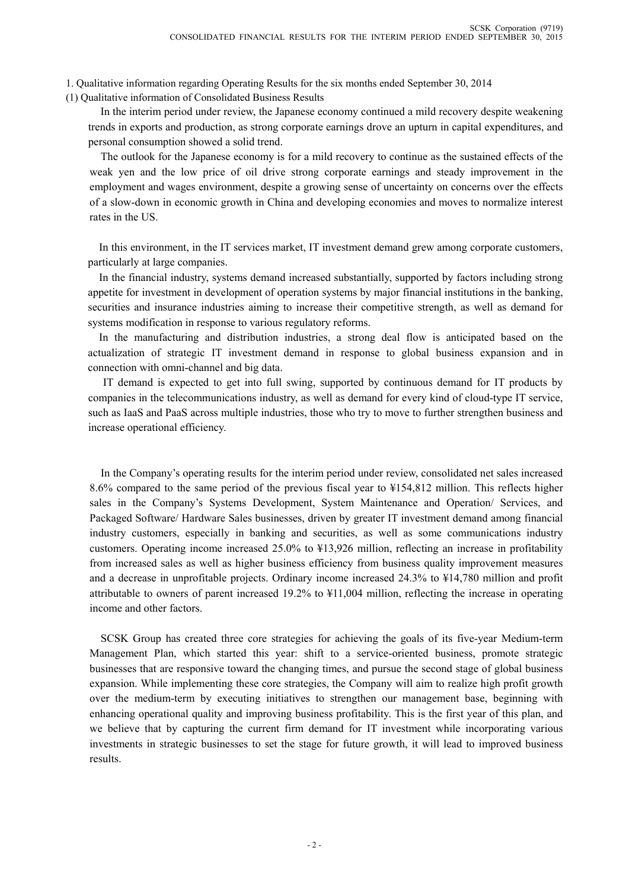1. Qualitative information regarding Operating Results for the six months ended September 30, 2014

(1) Qualitative information of Consolidated Business Results

In the interim period under review, the Japanese economy continued a mild recovery despite weakening trends in exports and production, as strong corporate earnings drove an upturn in capital expenditures, and personal consumption showed a solid trend.

The outlook for the Japanese economy is for a mild recovery to continue as the sustained effects of the weak yen and the low price of oil drive strong corporate earnings and steady improvement in the employment and wages environment, despite a growing sense of uncertainty on concerns over the effects of a slow-down in economic growth in China and developing economies and moves to normalize interest rates in the US.

In this environment, in the IT services market, IT investment demand grew among corporate customers, particularly at large companies.

In the financial industry, systems demand increased substantially, supported by factors including strong appetite for investment in development of operation systems by major financial institutions in the banking, securities and insurance industries aiming to increase their competitive strength, as well as demand for systems modification in response to various regulatory reforms.

In the manufacturing and distribution industries, a strong deal flow is anticipated based on the actualization of strategic IT investment demand in response to global business expansion and in connection with omni-channel and big data.

IT demand is expected to get into full swing, supported by continuous demand for IT products by companies in the telecommunications industry, as well as demand for every kind of cloud-type IT service, such as IaaS and PaaS across multiple industries, those who try to move to further strengthen business and increase operational efficiency.

In the Company's operating results for the interim period under review, consolidated net sales increased 8.6% compared to the same period of the previous fiscal year to ¥154,812 million. This reflects higher sales in the Company's Systems Development, System Maintenance and Operation/ Services, and Packaged Software/ Hardware Sales businesses, driven by greater IT investment demand among financial industry customers, especially in banking and securities, as well as some communications industry customers. Operating income increased 25.0% to ¥13,926 million, reflecting an increase in profitability from increased sales as well as higher business efficiency from business quality improvement measures and a decrease in unprofitable projects. Ordinary income increased 24.3% to ¥14,780 million and profit attributable to owners of parent increased 19.2% to ¥11,004 million, reflecting the increase in operating income and other factors.

SCSK Group has created three core strategies for achieving the goals of its five-year Medium-term Management Plan, which started this year: shift to a service-oriented business, promote strategic businesses that are responsive toward the changing times, and pursue the second stage of global business expansion. While implementing these core strategies, the Company will aim to realize high profit growth over the medium-term by executing initiatives to strengthen our management base, beginning with enhancing operational quality and improving business profitability. This is the first year of this plan, and we believe that by capturing the current firm demand for IT investment while incorporating various investments in strategic businesses to set the stage for future growth, it will lead to improved business results.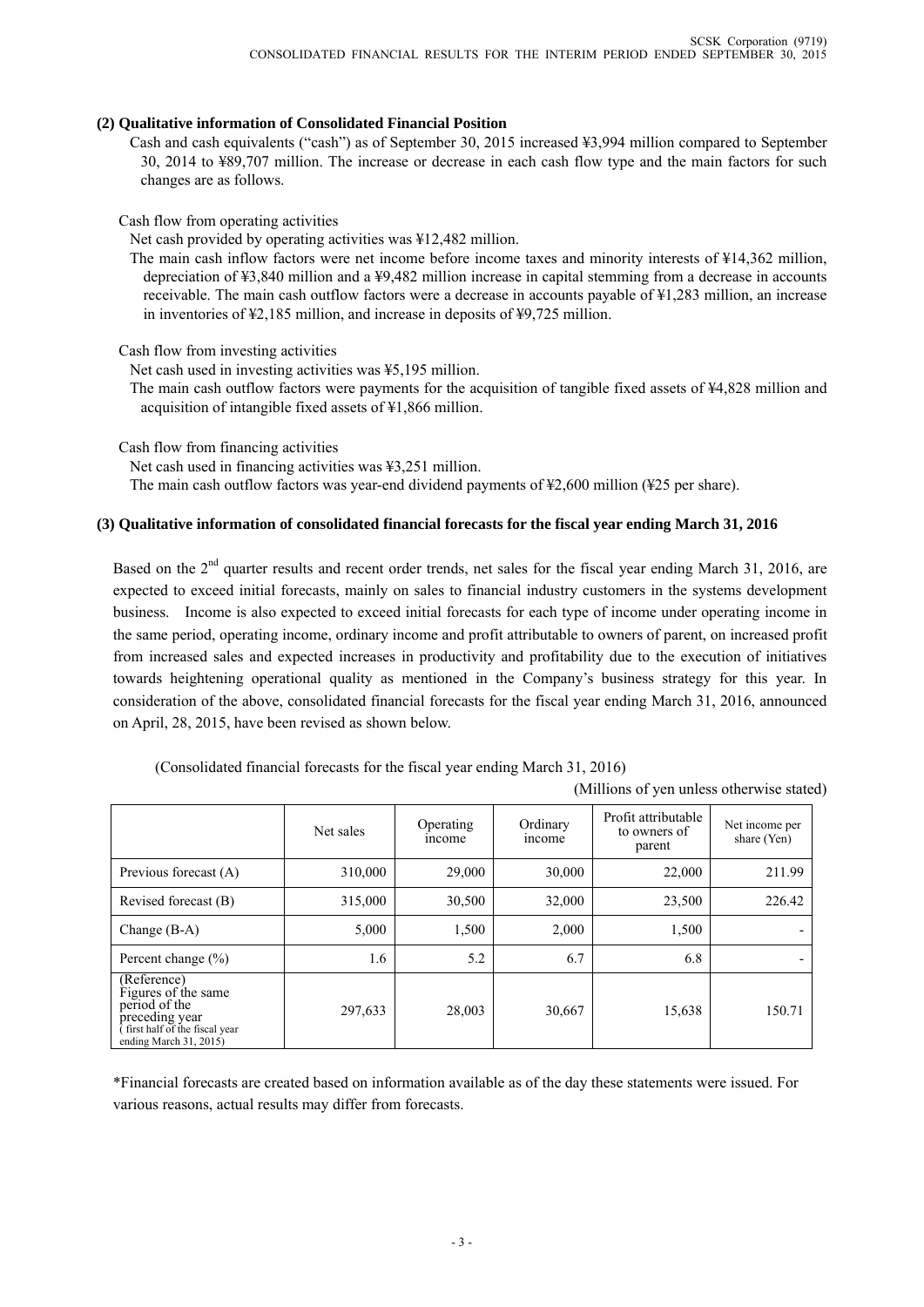### (2) Qualitative information of Consolidated Financial Position

Cash and cash equivalents ("cash") as of September 30, 2015 increased ¥3,994 million compared to September 30, 2014 to ¥89,707 million. The increase or decrease in each cash flow type and the main factors for such changes are as follows.

Cash flow from operating activities

Net cash provided by operating activities was ¥12,482 million.

The main cash inflow factors were net income before income taxes and minority interests of ¥14,362 million, depreciation of ¥3,840 million and a ¥9,482 million increase in capital stemming from a decrease in accounts receivable. The main cash outflow factors were a decrease in accounts payable of ¥1,283 million, an increase in inventories of ¥2,185 million, and increase in deposits of ¥9,725 million.

Cash flow from investing activities

Net cash used in investing activities was ¥5,195 million.

The main cash outflow factors were payments for the acquisition of tangible fixed assets of ¥4,828 million and acquisition of intangible fixed assets of ¥1,866 million.

Cash flow from financing activities

Net cash used in financing activities was ¥3,251 million.

The main cash outflow factors was year-end dividend payments of ¥2,600 million (¥25 per share).

### (3) Qualitative information of consolidated financial forecasts for the fiscal year ending March 31, 2016

Based on the 2nd quarter results and recent order trends, net sales for the fiscal year ending March 31, 2016, are expected to exceed initial forecasts, mainly on sales to financial industry customers in the systems development business. Income is also expected to exceed initial forecasts for each type of income under operating income in the same period, operating income, ordinary income and profit attributable to owners of parent, on increased profit from increased sales and expected increases in productivity and profitability due to the execution of initiatives towards heightening operational quality as mentioned in the Company's business strategy for this year. In consideration of the above, consolidated financial forecasts for the fiscal year ending March 31, 2016, announced on April, 28, 2015, have been revised as shown below.

(Consolidated financial forecasts for the fiscal year ending March 31, 2016)

(Millions of yen unless otherwise stated)

| | Net sales | Operating income | Ordinary income | Profit attributable to owners of parent | Net income per share (Yen) |
|---|---|---|---|---|---|
| Previous forecast (A) | 310,000 | 29,000 | 30,000 | 22,000 | 211.99 |
| Revised forecast (B) | 315,000 | 30,500 | 32,000 | 23,500 | 226.42 |
| Change (B-A) | 5,000 | 1,500 | 2,000 | 1,500 | - |
| Percent change (%) | 1.6 | 5.2 | 6.7 | 6.8 | - |
| (Reference) Figures of the same period of the preceding year ( first half of the fiscal year ending March 31, 2015) | 297,633 | 28,003 | 30,667 | 15,638 | 150.71 |

*Financial forecasts are created based on information available as of the day these statements were issued. For various reasons, actual results may differ from forecasts.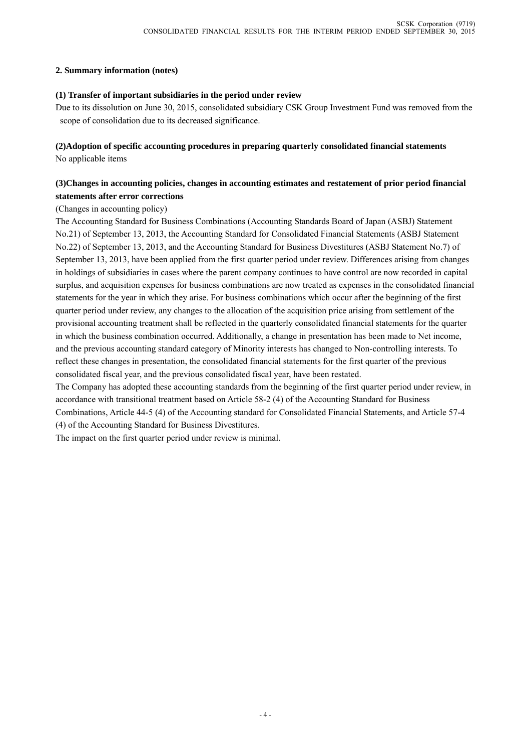## 2. Summary information (notes)

### (1) Transfer of important subsidiaries in the period under review

Due to its dissolution on June 30, 2015, consolidated subsidiary CSK Group Investment Fund was removed from the scope of consolidation due to its decreased significance.

### (2)Adoption of specific accounting procedures in preparing quarterly consolidated financial statements

No applicable items

### (3)Changes in accounting policies, changes in accounting estimates and restatement of prior period financial statements after error corrections

(Changes in accounting policy)

The Accounting Standard for Business Combinations (Accounting Standards Board of Japan (ASBJ) Statement No.21) of September 13, 2013, the Accounting Standard for Consolidated Financial Statements (ASBJ Statement No.22) of September 13, 2013, and the Accounting Standard for Business Divestitures (ASBJ Statement No.7) of September 13, 2013, have been applied from the first quarter period under review. Differences arising from changes in holdings of subsidiaries in cases where the parent company continues to have control are now recorded in capital surplus, and acquisition expenses for business combinations are now treated as expenses in the consolidated financial statements for the year in which they arise. For business combinations which occur after the beginning of the first quarter period under review, any changes to the allocation of the acquisition price arising from settlement of the provisional accounting treatment shall be reflected in the quarterly consolidated financial statements for the quarter in which the business combination occurred. Additionally, a change in presentation has been made to Net income, and the previous accounting standard category of Minority interests has changed to Non-controlling interests. To reflect these changes in presentation, the consolidated financial statements for the first quarter of the previous consolidated fiscal year, and the previous consolidated fiscal year, have been restated.

The Company has adopted these accounting standards from the beginning of the first quarter period under review, in accordance with transitional treatment based on Article 58-2 (4) of the Accounting Standard for Business Combinations, Article 44-5 (4) of the Accounting standard for Consolidated Financial Statements, and Article 57-4 (4) of the Accounting Standard for Business Divestitures.

The impact on the first quarter period under review is minimal.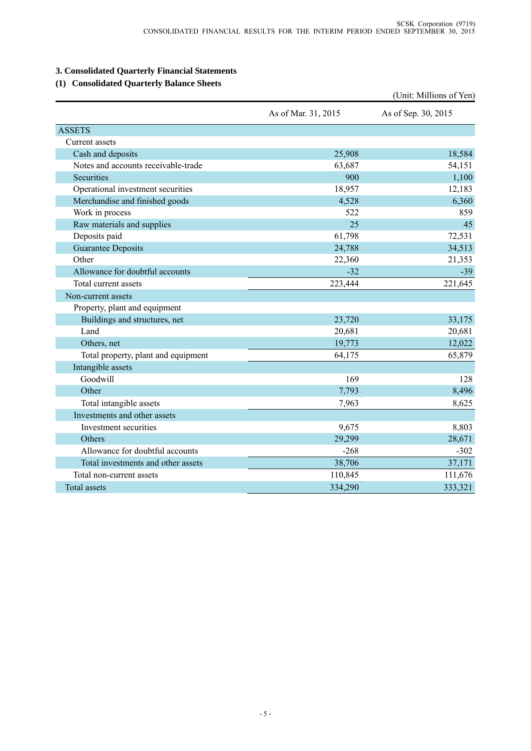## 3. Consolidated Quarterly Financial Statements

### (1) Consolidated Quarterly Balance Sheets

(Unit: Millions of Yen)

| | As of Mar. 31, 2015 | As of Sep. 30, 2015 |
|---|---|---|
| ASSETS | | |
| Current assets | | |
| Cash and deposits | 25,908 | 18,584 |
| Notes and accounts receivable-trade | 63,687 | 54,151 |
| Securities | 900 | 1,100 |
| Operational investment securities | 18,957 | 12,183 |
| Merchandise and finished goods | 4,528 | 6,360 |
| Work in process | 522 | 859 |
| Raw materials and supplies | 25 | 45 |
| Deposits paid | 61,798 | 72,531 |
| Guarantee Deposits | 24,788 | 34,513 |
| Other | 22,360 | 21,353 |
| Allowance for doubtful accounts | -32 | -39 |
| Total current assets | 223,444 | 221,645 |
| Non-current assets | | |
| Property, plant and equipment | | |
| Buildings and structures, net | 23,720 | 33,175 |
| Land | 20,681 | 20,681 |
| Others, net | 19,773 | 12,022 |
| Total property, plant and equipment | 64,175 | 65,879 |
| Intangible assets | | |
| Goodwill | 169 | 128 |
| Other | 7,793 | 8,496 |
| Total intangible assets | 7,963 | 8,625 |
| Investments and other assets | | |
| Investment securities | 9,675 | 8,803 |
| Others | 29,299 | 28,671 |
| Allowance for doubtful accounts | -268 | -302 |
| Total investments and other assets | 38,706 | 37,171 |
| Total non-current assets | 110,845 | 111,676 |
| Total assets | 334,290 | 333,321 |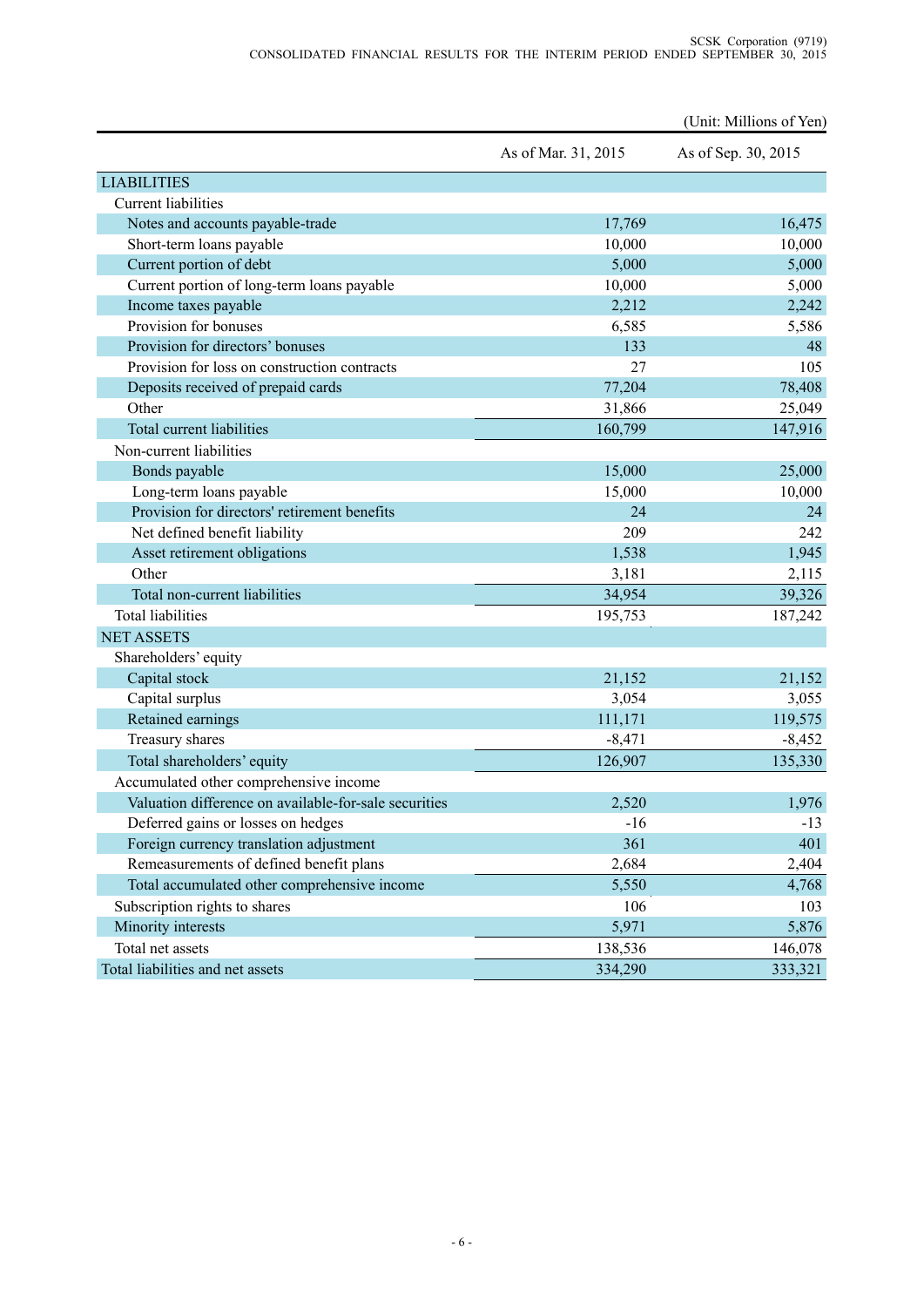(Unit: Millions of Yen)

| | As of Mar. 31, 2015 | As of Sep. 30, 2015 |
|---|---|---|
| LIABILITIES | | |
| Current liabilities | | |
| Notes and accounts payable-trade | 17,769 | 16,475 |
| Short-term loans payable | 10,000 | 10,000 |
| Current portion of debt | 5,000 | 5,000 |
| Current portion of long-term loans payable | 10,000 | 5,000 |
| Income taxes payable | 2,212 | 2,242 |
| Provision for bonuses | 6,585 | 5,586 |
| Provision for directors' bonuses | 133 | 48 |
| Provision for loss on construction contracts | 27 | 105 |
| Deposits received of prepaid cards | 77,204 | 78,408 |
| Other | 31,866 | 25,049 |
| Total current liabilities | 160,799 | 147,916 |
| Non-current liabilities | | |
| Bonds payable | 15,000 | 25,000 |
| Long-term loans payable | 15,000 | 10,000 |
| Provision for directors' retirement benefits | 24 | 24 |
| Net defined benefit liability | 209 | 242 |
| Asset retirement obligations | 1,538 | 1,945 |
| Other | 3,181 | 2,115 |
| Total non-current liabilities | 34,954 | 39,326 |
| Total liabilities | 195,753 | 187,242 |
| NET ASSETS | | |
| Shareholders' equity | | |
| Capital stock | 21,152 | 21,152 |
| Capital surplus | 3,054 | 3,055 |
| Retained earnings | 111,171 | 119,575 |
| Treasury shares | -8,471 | -8,452 |
| Total shareholders' equity | 126,907 | 135,330 |
| Accumulated other comprehensive income | | |
| Valuation difference on available-for-sale securities | 2,520 | 1,976 |
| Deferred gains or losses on hedges | -16 | -13 |
| Foreign currency translation adjustment | 361 | 401 |
| Remeasurements of defined benefit plans | 2,684 | 2,404 |
| Total accumulated other comprehensive income | 5,550 | 4,768 |
| Subscription rights to shares | 106 | 103 |
| Minority interests | 5,971 | 5,876 |
| Total net assets | 138,536 | 146,078 |
| Total liabilities and net assets | 334,290 | 333,321 |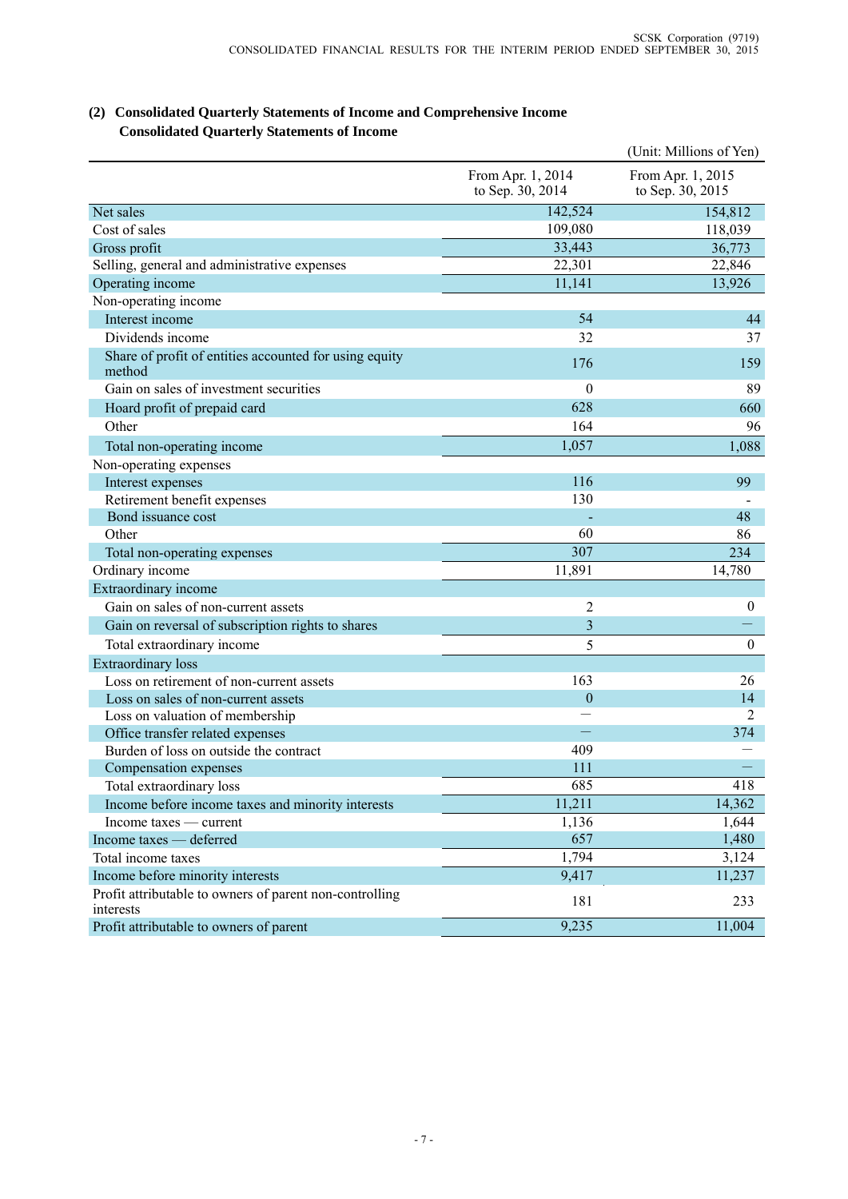## (2) Consolidated Quarterly Statements of Income and Comprehensive Income

### Consolidated Quarterly Statements of Income

(Unit: Millions of Yen)

| | From Apr. 1, 2014 to Sep. 30, 2014 | From Apr. 1, 2015 to Sep. 30, 2015 |
|---|---|---|
| Net sales | 142,524 | 154,812 |
| Cost of sales | 109,080 | 118,039 |
| Gross profit | 33,443 | 36,773 |
| Selling, general and administrative expenses | 22,301 | 22,846 |
| Operating income | 11,141 | 13,926 |
| Non-operating income | | |
| Interest income | 54 | 44 |
| Dividends income | 32 | 37 |
| Share of profit of entities accounted for using equity method | 176 | 159 |
| Gain on sales of investment securities | 0 | 89 |
| Hoard profit of prepaid card | 628 | 660 |
| Other | 164 | 96 |
| Total non-operating income | 1,057 | 1,088 |
| Non-operating expenses | | |
| Interest expenses | 116 | 99 |
| Retirement benefit expenses | 130 | - |
| Bond issuance cost | - | 48 |
| Other | 60 | 86 |
| Total non-operating expenses | 307 | 234 |
| Ordinary income | 11,891 | 14,780 |
| Extraordinary income | | |
| Gain on sales of non-current assets | 2 | 0 |
| Gain on reversal of subscription rights to shares | 3 | — |
| Total extraordinary income | 5 | 0 |
| Extraordinary loss | | |
| Loss on retirement of non-current assets | 163 | 26 |
| Loss on sales of non-current assets | 0 | 14 |
| Loss on valuation of membership | — | 2 |
| Office transfer related expenses | — | 374 |
| Burden of loss on outside the contract | 409 | — |
| Compensation expenses | 111 | — |
| Total extraordinary loss | 685 | 418 |
| Income before income taxes and minority interests | 11,211 | 14,362 |
| Income taxes — current | 1,136 | 1,644 |
| Income taxes — deferred | 657 | 1,480 |
| Total income taxes | 1,794 | 3,124 |
| Income before minority interests | 9,417 | 11,237 |
| Profit attributable to owners of parent non-controlling interests | 181 | 233 |
| Profit attributable to owners of parent | 9,235 | 11,004 |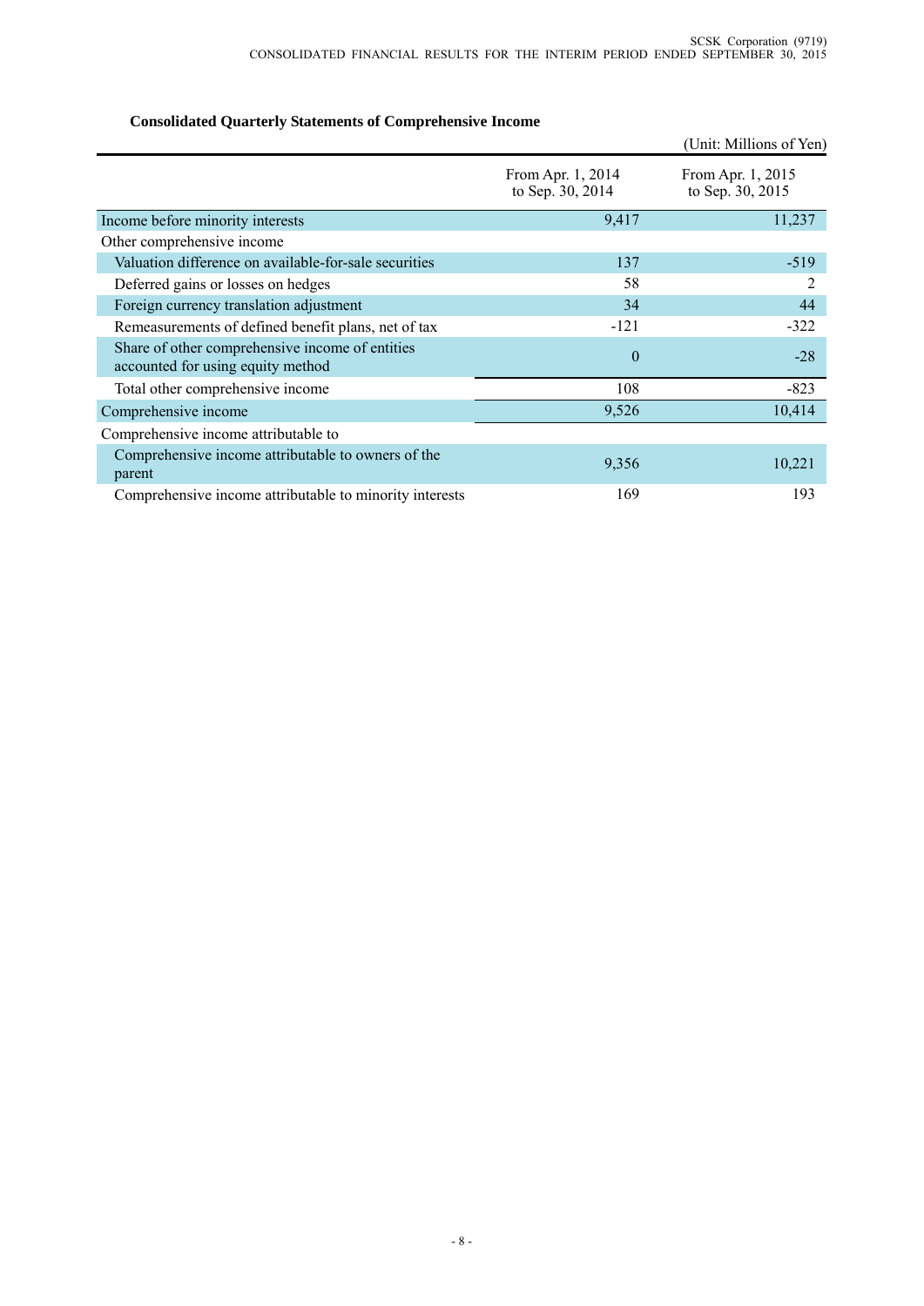### Consolidated Quarterly Statements of Comprehensive Income

(Unit: Millions of Yen)

| | From Apr. 1, 2014 to Sep. 30, 2014 | From Apr. 1, 2015 to Sep. 30, 2015 |
|---|---|---|
| Income before minority interests | 9,417 | 11,237 |
| Other comprehensive income | | |
| Valuation difference on available-for-sale securities | 137 | -519 |
| Deferred gains or losses on hedges | 58 | 2 |
| Foreign currency translation adjustment | 34 | 44 |
| Remeasurements of defined benefit plans, net of tax | -121 | -322 |
| Share of other comprehensive income of entities accounted for using equity method | 0 | -28 |
| Total other comprehensive income | 108 | -823 |
| Comprehensive income | 9,526 | 10,414 |
| Comprehensive income attributable to | | |
| Comprehensive income attributable to owners of the parent | 9,356 | 10,221 |
| Comprehensive income attributable to minority interests | 169 | 193 |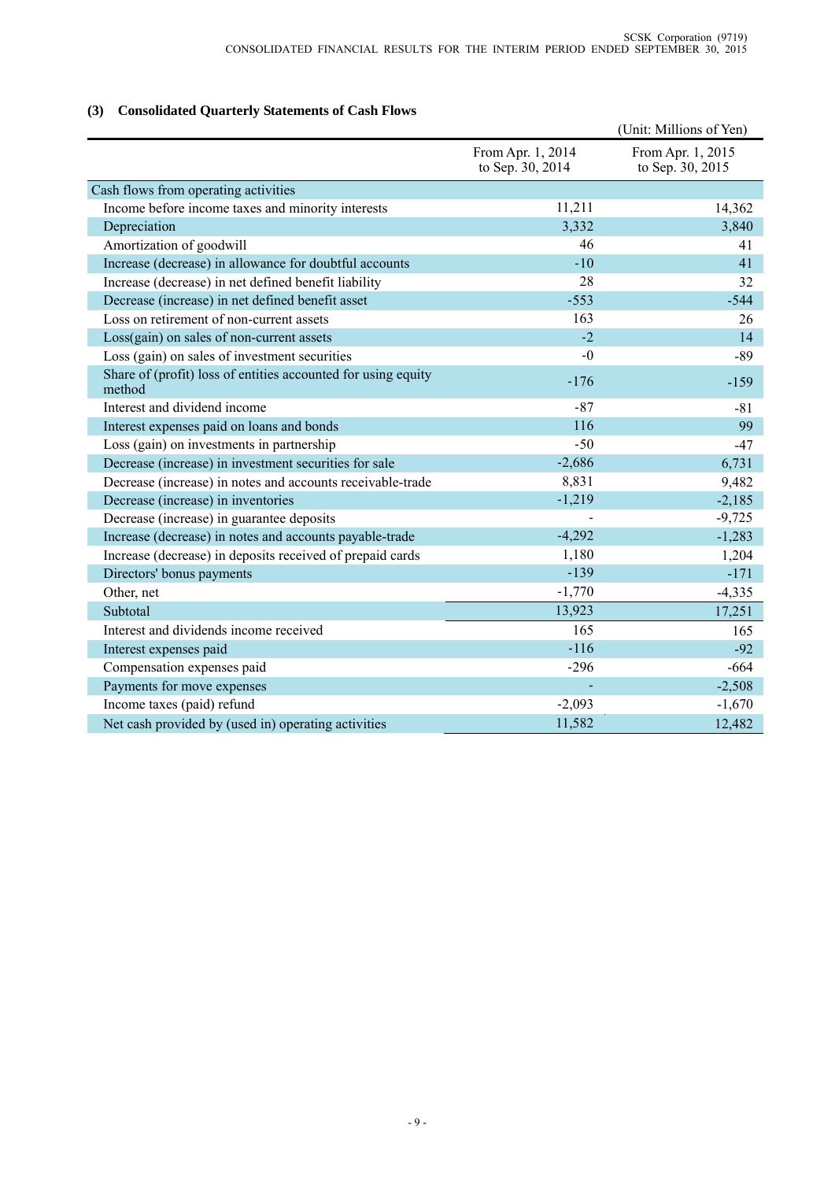### (3) Consolidated Quarterly Statements of Cash Flows

(Unit: Millions of Yen)

| | From Apr. 1, 2014 to Sep. 30, 2014 | From Apr. 1, 2015 to Sep. 30, 2015 |
|---|---|---|
| Cash flows from operating activities | | |
| Income before income taxes and minority interests | 11,211 | 14,362 |
| Depreciation | 3,332 | 3,840 |
| Amortization of goodwill | 46 | 41 |
| Increase (decrease) in allowance for doubtful accounts | -10 | 41 |
| Increase (decrease) in net defined benefit liability | 28 | 32 |
| Decrease (increase) in net defined benefit asset | -553 | -544 |
| Loss on retirement of non-current assets | 163 | 26 |
| Loss(gain) on sales of non-current assets | -2 | 14 |
| Loss (gain) on sales of investment securities | -0 | -89 |
| Share of (profit) loss of entities accounted for using equity method | -176 | -159 |
| Interest and dividend income | -87 | -81 |
| Interest expenses paid on loans and bonds | 116 | 99 |
| Loss (gain) on investments in partnership | -50 | -47 |
| Decrease (increase) in investment securities for sale | -2,686 | 6,731 |
| Decrease (increase) in notes and accounts receivable-trade | 8,831 | 9,482 |
| Decrease (increase) in inventories | -1,219 | -2,185 |
| Decrease (increase) in guarantee deposits | - | -9,725 |
| Increase (decrease) in notes and accounts payable-trade | -4,292 | -1,283 |
| Increase (decrease) in deposits received of prepaid cards | 1,180 | 1,204 |
| Directors' bonus payments | -139 | -171 |
| Other, net | -1,770 | -4,335 |
| Subtotal | 13,923 | 17,251 |
| Interest and dividends income received | 165 | 165 |
| Interest expenses paid | -116 | -92 |
| Compensation expenses paid | -296 | -664 |
| Payments for move expenses | - | -2,508 |
| Income taxes (paid) refund | -2,093 | -1,670 |
| Net cash provided by (used in) operating activities | 11,582 | 12,482 |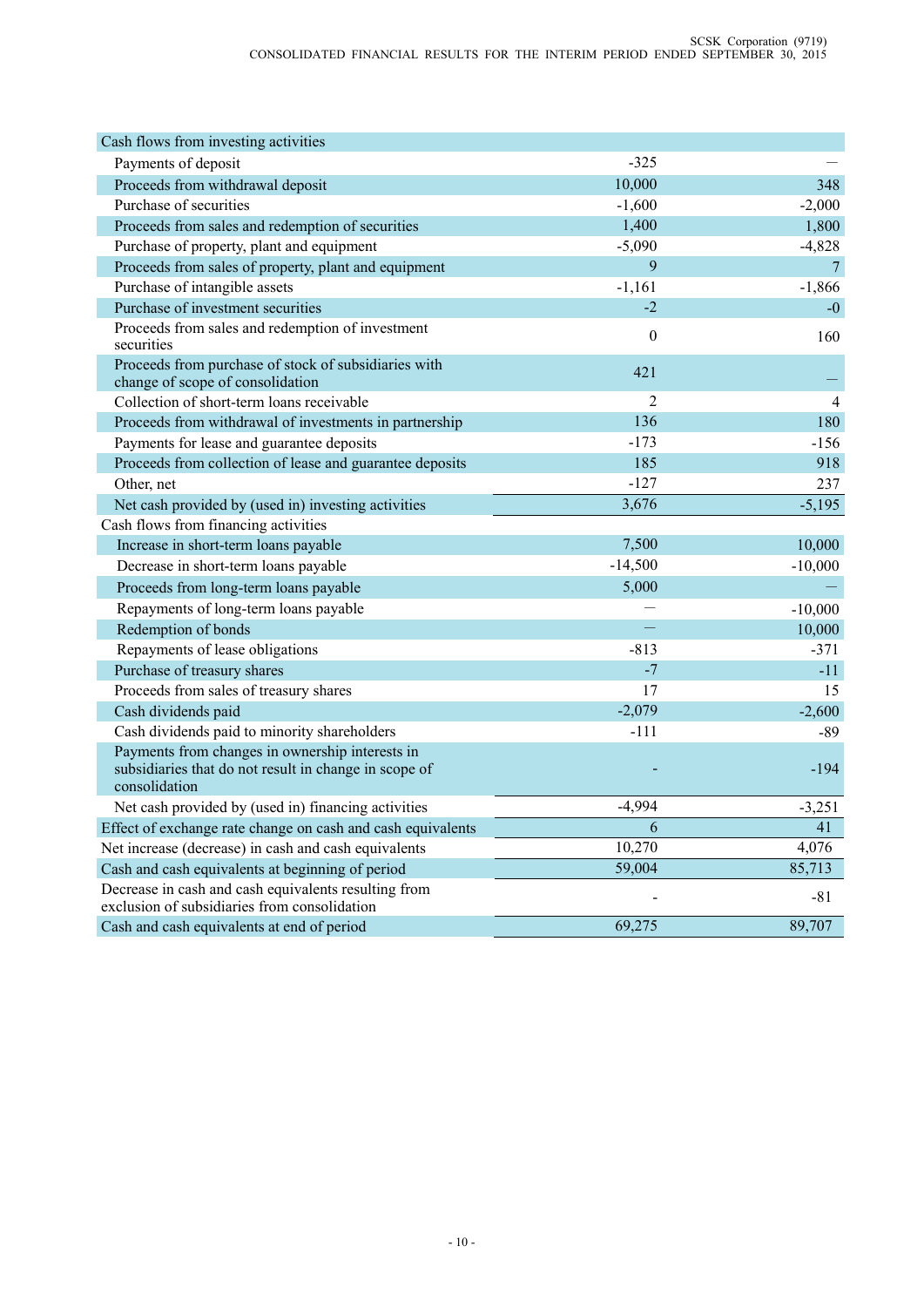| | | |
|---|---|---|
| Cash flows from investing activities | | |
| Payments of deposit | -325 | — |
| Proceeds from withdrawal deposit | 10,000 | 348 |
| Purchase of securities | -1,600 | -2,000 |
| Proceeds from sales and redemption of securities | 1,400 | 1,800 |
| Purchase of property, plant and equipment | -5,090 | -4,828 |
| Proceeds from sales of property, plant and equipment | 9 | 7 |
| Purchase of intangible assets | -1,161 | -1,866 |
| Purchase of investment securities | -2 | -0 |
| Proceeds from sales and redemption of investment securities | 0 | 160 |
| Proceeds from purchase of stock of subsidiaries with change of scope of consolidation | 421 | — |
| Collection of short-term loans receivable | 2 | 4 |
| Proceeds from withdrawal of investments in partnership | 136 | 180 |
| Payments for lease and guarantee deposits | -173 | -156 |
| Proceeds from collection of lease and guarantee deposits | 185 | 918 |
| Other, net | -127 | 237 |
| Net cash provided by (used in) investing activities | 3,676 | -5,195 |
| Cash flows from financing activities | | |
| Increase in short-term loans payable | 7,500 | 10,000 |
| Decrease in short-term loans payable | -14,500 | -10,000 |
| Proceeds from long-term loans payable | 5,000 | — |
| Repayments of long-term loans payable | — | -10,000 |
| Redemption of bonds | — | 10,000 |
| Repayments of lease obligations | -813 | -371 |
| Purchase of treasury shares | -7 | -11 |
| Proceeds from sales of treasury shares | 17 | 15 |
| Cash dividends paid | -2,079 | -2,600 |
| Cash dividends paid to minority shareholders | -111 | -89 |
| Payments from changes in ownership interests in subsidiaries that do not result in change in scope of consolidation | - | -194 |
| Net cash provided by (used in) financing activities | -4,994 | -3,251 |
| Effect of exchange rate change on cash and cash equivalents | 6 | 41 |
| Net increase (decrease) in cash and cash equivalents | 10,270 | 4,076 |
| Cash and cash equivalents at beginning of period | 59,004 | 85,713 |
| Decrease in cash and cash equivalents resulting from exclusion of subsidiaries from consolidation | - | -81 |
| Cash and cash equivalents at end of period | 69,275 | 89,707 |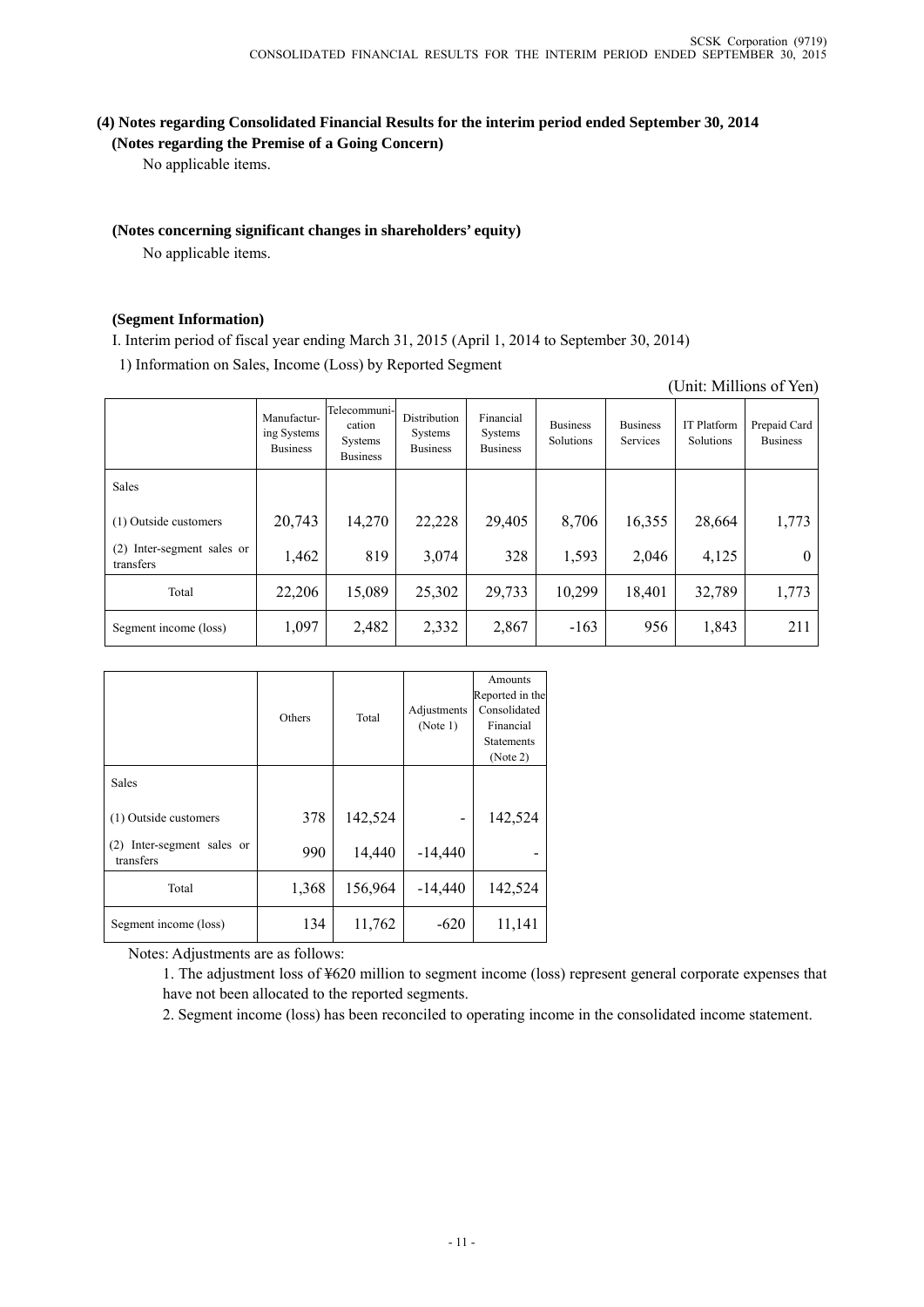### (4) Notes regarding Consolidated Financial Results for the interim period ended September 30, 2014

**(Notes regarding the Premise of a Going Concern)**

No applicable items.

**(Notes concerning significant changes in shareholders' equity)**

No applicable items.

**(Segment Information)**

I. Interim period of fiscal year ending March 31, 2015 (April 1, 2014 to September 30, 2014)

1) Information on Sales, Income (Loss) by Reported Segment

(Unit: Millions of Yen)

| | Manufacturing Systems Business | Telecommunication Systems Business | Distribution Systems Business | Financial Systems Business | Business Solutions | Business Services | IT Platform Solutions | Prepaid Card Business |
|---|---|---|---|---|---|---|---|---|
| Sales | | | | | | | | |
| (1) Outside customers | 20,743 | 14,270 | 22,228 | 29,405 | 8,706 | 16,355 | 28,664 | 1,773 |
| (2) Inter-segment sales or transfers | 1,462 | 819 | 3,074 | 328 | 1,593 | 2,046 | 4,125 | 0 |
| Total | 22,206 | 15,089 | 25,302 | 29,733 | 10,299 | 18,401 | 32,789 | 1,773 |
| Segment income (loss) | 1,097 | 2,482 | 2,332 | 2,867 | -163 | 956 | 1,843 | 211 |

| | Others | Total | Adjustments (Note 1) | Amounts Reported in the Consolidated Financial Statements (Note 2) |
|---|---|---|---|---|
| Sales | | | | |
| (1) Outside customers | 378 | 142,524 | - | 142,524 |
| (2) Inter-segment sales or transfers | 990 | 14,440 | -14,440 | - |
| Total | 1,368 | 156,964 | -14,440 | 142,524 |
| Segment income (loss) | 134 | 11,762 | -620 | 11,141 |

Notes: Adjustments are as follows:

1. The adjustment loss of ¥620 million to segment income (loss) represent general corporate expenses that have not been allocated to the reported segments.
2. Segment income (loss) has been reconciled to operating income in the consolidated income statement.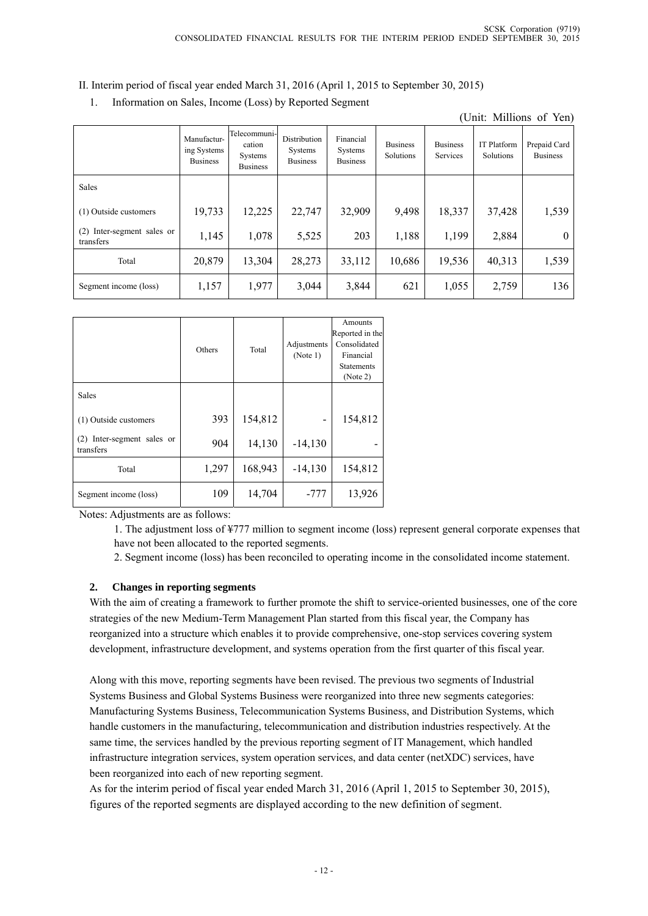II. Interim period of fiscal year ended March 31, 2016 (April 1, 2015 to September 30, 2015)

1. Information on Sales, Income (Loss) by Reported Segment

(Unit: Millions of Yen)

| | Manufacturing Systems Business | Telecommunication Systems Business | Distribution Systems Business | Financial Systems Business | Business Solutions | Business Services | IT Platform Solutions | Prepaid Card Business |
|---|---|---|---|---|---|---|---|---|
| Sales | | | | | | | | |
| (1) Outside customers | 19,733 | 12,225 | 22,747 | 32,909 | 9,498 | 18,337 | 37,428 | 1,539 |
| (2) Inter-segment sales or transfers | 1,145 | 1,078 | 5,525 | 203 | 1,188 | 1,199 | 2,884 | 0 |
| Total | 20,879 | 13,304 | 28,273 | 33,112 | 10,686 | 19,536 | 40,313 | 1,539 |
| Segment income (loss) | 1,157 | 1,977 | 3,044 | 3,844 | 621 | 1,055 | 2,759 | 136 |

| | Others | Total | Adjustments (Note 1) | Amounts Reported in the Consolidated Financial Statements (Note 2) |
|---|---|---|---|---|
| Sales | | | | |
| (1) Outside customers | 393 | 154,812 | - | 154,812 |
| (2) Inter-segment sales or transfers | 904 | 14,130 | -14,130 | - |
| Total | 1,297 | 168,943 | -14,130 | 154,812 |
| Segment income (loss) | 109 | 14,704 | -777 | 13,926 |

Notes: Adjustments are as follows:

1. The adjustment loss of ¥777 million to segment income (loss) represent general corporate expenses that have not been allocated to the reported segments.
2. Segment income (loss) has been reconciled to operating income in the consolidated income statement.

**2. Changes in reporting segments**

With the aim of creating a framework to further promote the shift to service-oriented businesses, one of the core strategies of the new Medium-Term Management Plan started from this fiscal year, the Company has reorganized into a structure which enables it to provide comprehensive, one-stop services covering system development, infrastructure development, and systems operation from the first quarter of this fiscal year.

Along with this move, reporting segments have been revised. The previous two segments of Industrial Systems Business and Global Systems Business were reorganized into three new segments categories: Manufacturing Systems Business, Telecommunication Systems Business, and Distribution Systems, which handle customers in the manufacturing, telecommunication and distribution industries respectively. At the same time, the services handled by the previous reporting segment of IT Management, which handled infrastructure integration services, system operation services, and data center (netXDC) services, have been reorganized into each of new reporting segment.

As for the interim period of fiscal year ended March 31, 2016 (April 1, 2015 to September 30, 2015), figures of the reported segments are displayed according to the new definition of segment.